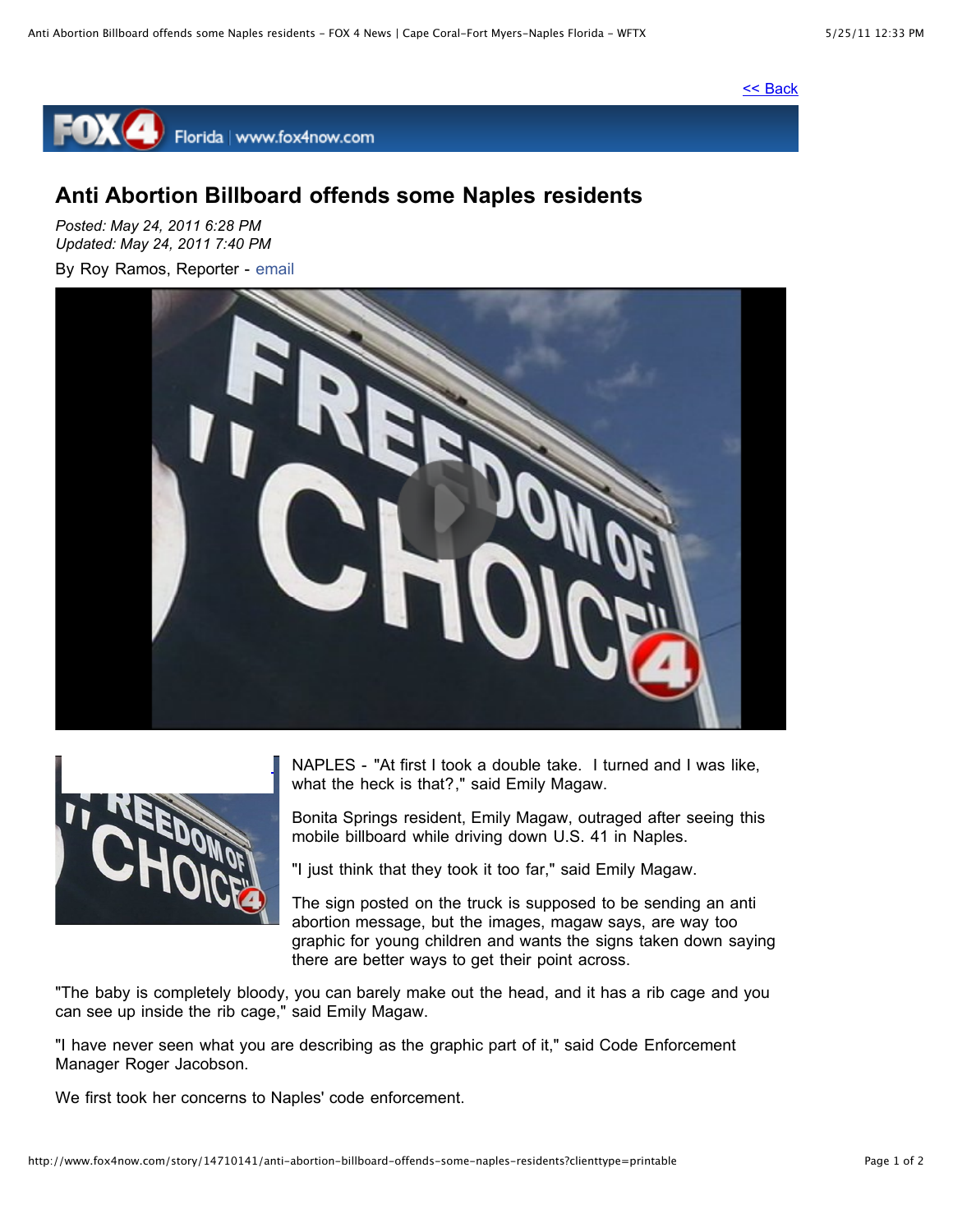<< Back

# Anti Abortion Billboard offends some Naples residents

*Posted: May 24, 2011 6:28 PM*
*Updated: May 24, 2011 7:40 PM*

By Roy Ramos, Reporter - email

NAPLES - "At first I took a double take.  I turned and I was like, what the heck is that?," said Emily Magaw.

Bonita Springs resident, Emily Magaw, outraged after seeing this mobile billboard while driving down U.S. 41 in Naples.

"I just think that they took it too far," said Emily Magaw.

The sign posted on the truck is supposed to be sending an anti abortion message, but the images, magaw says, are way too graphic for young children and wants the signs taken down saying there are better ways to get their point across.

"The baby is completely bloody, you can barely make out the head, and it has a rib cage and you can see up inside the rib cage," said Emily Magaw.

"I have never seen what you are describing as the graphic part of it," said Code Enforcement Manager Roger Jacobson.

We first took her concerns to Naples' code enforcement.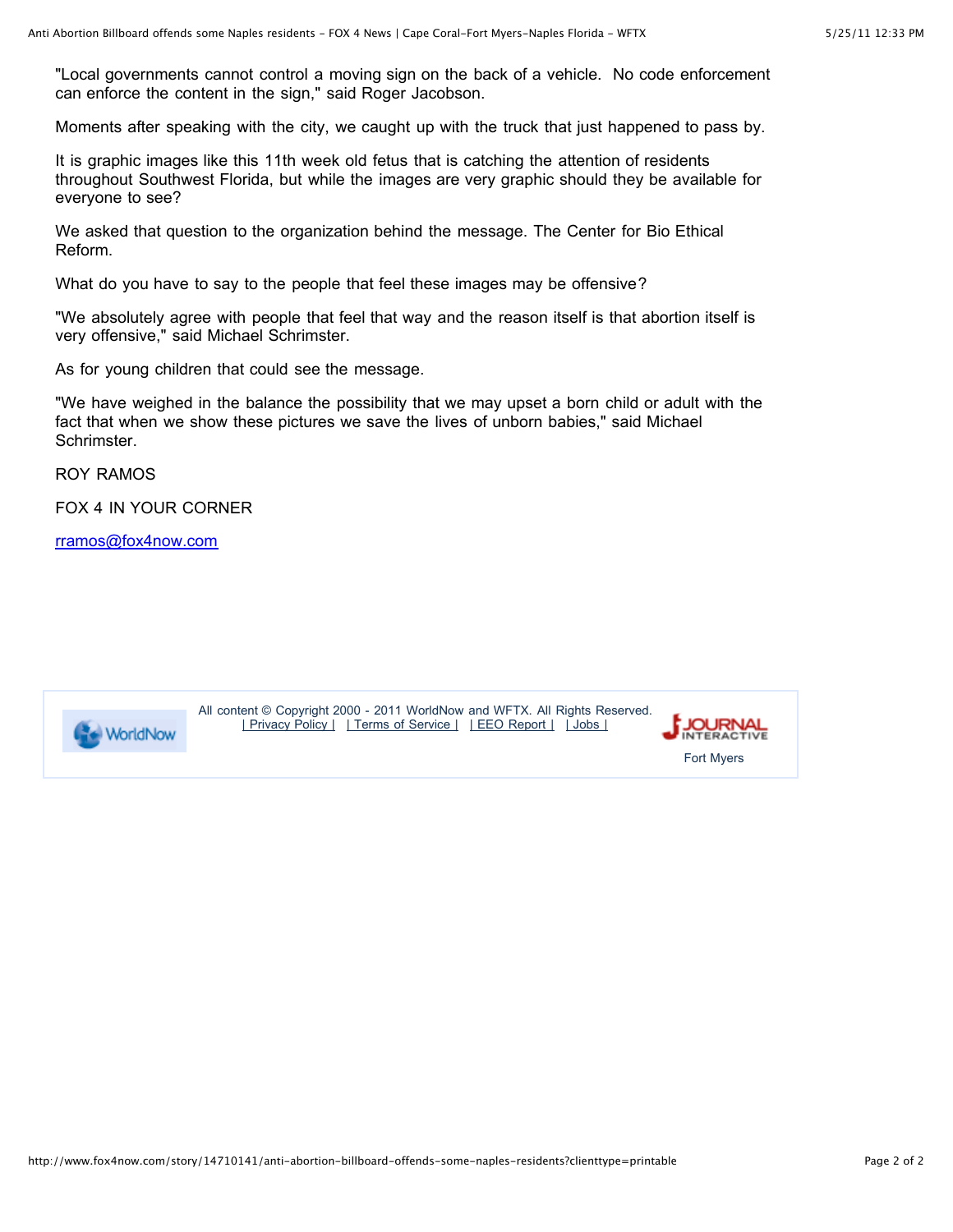"Local governments cannot control a moving sign on the back of a vehicle.  No code enforcement can enforce the content in the sign," said Roger Jacobson.

Moments after speaking with the city, we caught up with the truck that just happened to pass by.

It is graphic images like this 11th week old fetus that is catching the attention of residents throughout Southwest Florida, but while the images are very graphic should they be available for everyone to see?

We asked that question to the organization behind the message. The Center for Bio Ethical Reform.

What do you have to say to the people that feel these images may be offensive?

"We absolutely agree with people that feel that way and the reason itself is that abortion itself is very offensive," said Michael Schrimster.

As for young children that could see the message.

"We have weighed in the balance the possibility that we may upset a born child or adult with the fact that when we show these pictures we save the lives of unborn babies," said Michael Schrimster.

ROY RAMOS

FOX 4 IN YOUR CORNER

rramos@fox4now.com

WorldNow

All content © Copyright 2000 - 2011 WorldNow and WFTX. All Rights Reserved.
| Privacy Policy | | Terms of Service | | EEO Report | | Jobs |

JOURNAL INTERACTIVE
Fort Myers